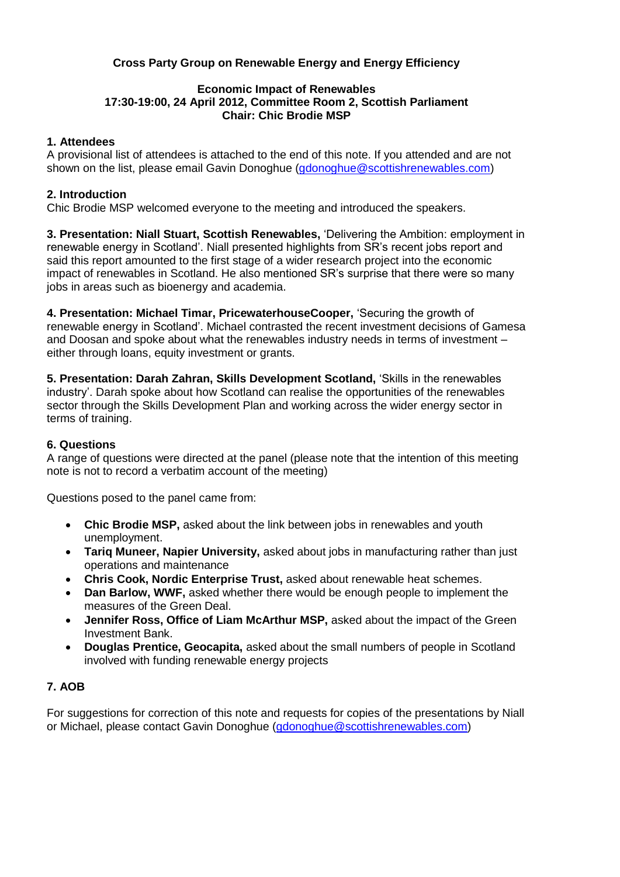# Cross Party Group on Renewable Energy and Energy Efficiency

**Economic Impact of Renewables**
**17:30-19:00, 24 April 2012, Committee Room 2, Scottish Parliament**
**Chair: Chic Brodie MSP**

### 1. Attendees

A provisional list of attendees is attached to the end of this note. If you attended and are not shown on the list, please email Gavin Donoghue (gdonoghue@scottishrenewables.com)

### 2. Introduction

Chic Brodie MSP welcomed everyone to the meeting and introduced the speakers.

**3. Presentation: Niall Stuart, Scottish Renewables,** 'Delivering the Ambition: employment in renewable energy in Scotland'. Niall presented highlights from SR's recent jobs report and said this report amounted to the first stage of a wider research project into the economic impact of renewables in Scotland. He also mentioned SR's surprise that there were so many jobs in areas such as bioenergy and academia.

**4. Presentation: Michael Timar, PricewaterhouseCooper,** 'Securing the growth of renewable energy in Scotland'. Michael contrasted the recent investment decisions of Gamesa and Doosan and spoke about what the renewables industry needs in terms of investment – either through loans, equity investment or grants.

**5. Presentation: Darah Zahran, Skills Development Scotland,** 'Skills in the renewables industry'. Darah spoke about how Scotland can realise the opportunities of the renewables sector through the Skills Development Plan and working across the wider energy sector in terms of training.

### 6. Questions

A range of questions were directed at the panel (please note that the intention of this meeting note is not to record a verbatim account of the meeting)

Questions posed to the panel came from:

- **Chic Brodie MSP,** asked about the link between jobs in renewables and youth unemployment.
- **Tariq Muneer, Napier University,** asked about jobs in manufacturing rather than just operations and maintenance
- **Chris Cook, Nordic Enterprise Trust,** asked about renewable heat schemes.
- **Dan Barlow, WWF,** asked whether there would be enough people to implement the measures of the Green Deal.
- **Jennifer Ross, Office of Liam McArthur MSP,** asked about the impact of the Green Investment Bank.
- **Douglas Prentice, Geocapita,** asked about the small numbers of people in Scotland involved with funding renewable energy projects

### 7. AOB

For suggestions for correction of this note and requests for copies of the presentations by Niall or Michael, please contact Gavin Donoghue (gdonoghue@scottishrenewables.com)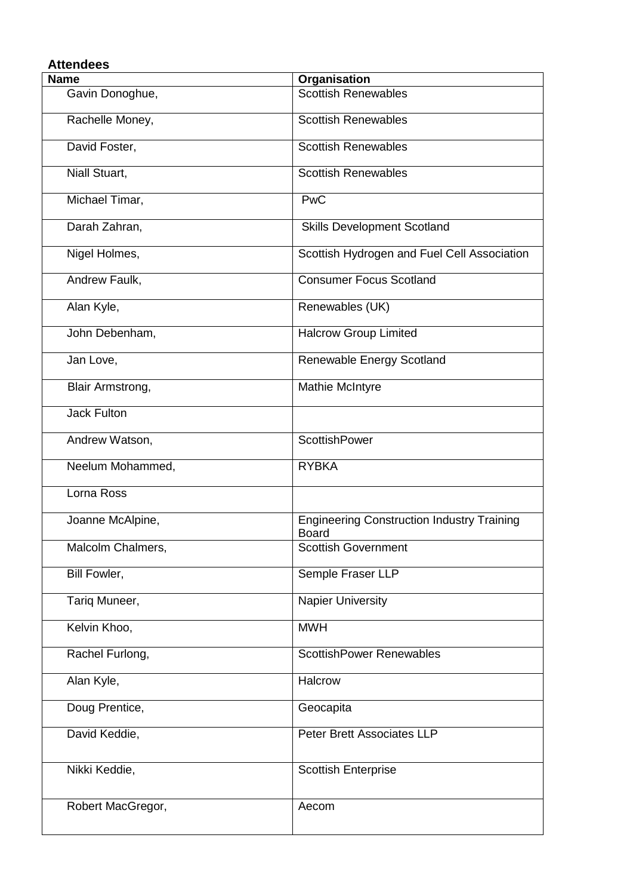**Attendees**

| Name | Organisation |
|---|---|
| Gavin Donoghue, | Scottish Renewables |
| Rachelle Money, | Scottish Renewables |
| David Foster, | Scottish Renewables |
| Niall Stuart, | Scottish Renewables |
| Michael Timar, | PwC |
| Darah Zahran, | Skills Development Scotland |
| Nigel Holmes, | Scottish Hydrogen and Fuel Cell Association |
| Andrew Faulk, | Consumer Focus Scotland |
| Alan Kyle, | Renewables (UK) |
| John Debenham, | Halcrow Group Limited |
| Jan Love, | Renewable Energy Scotland |
| Blair Armstrong, | Mathie McIntyre |
| Jack Fulton | |
| Andrew Watson, | ScottishPower |
| Neelum Mohammed, | RYBKA |
| Lorna Ross | |
| Joanne McAlpine, | Engineering Construction Industry Training Board |
| Malcolm Chalmers, | Scottish Government |
| Bill Fowler, | Semple Fraser LLP |
| Tariq Muneer, | Napier University |
| Kelvin Khoo, | MWH |
| Rachel Furlong, | ScottishPower Renewables |
| Alan Kyle, | Halcrow |
| Doug Prentice, | Geocapita |
| David Keddie, | Peter Brett Associates LLP |
| Nikki Keddie, | Scottish Enterprise |
| Robert MacGregor, | Aecom |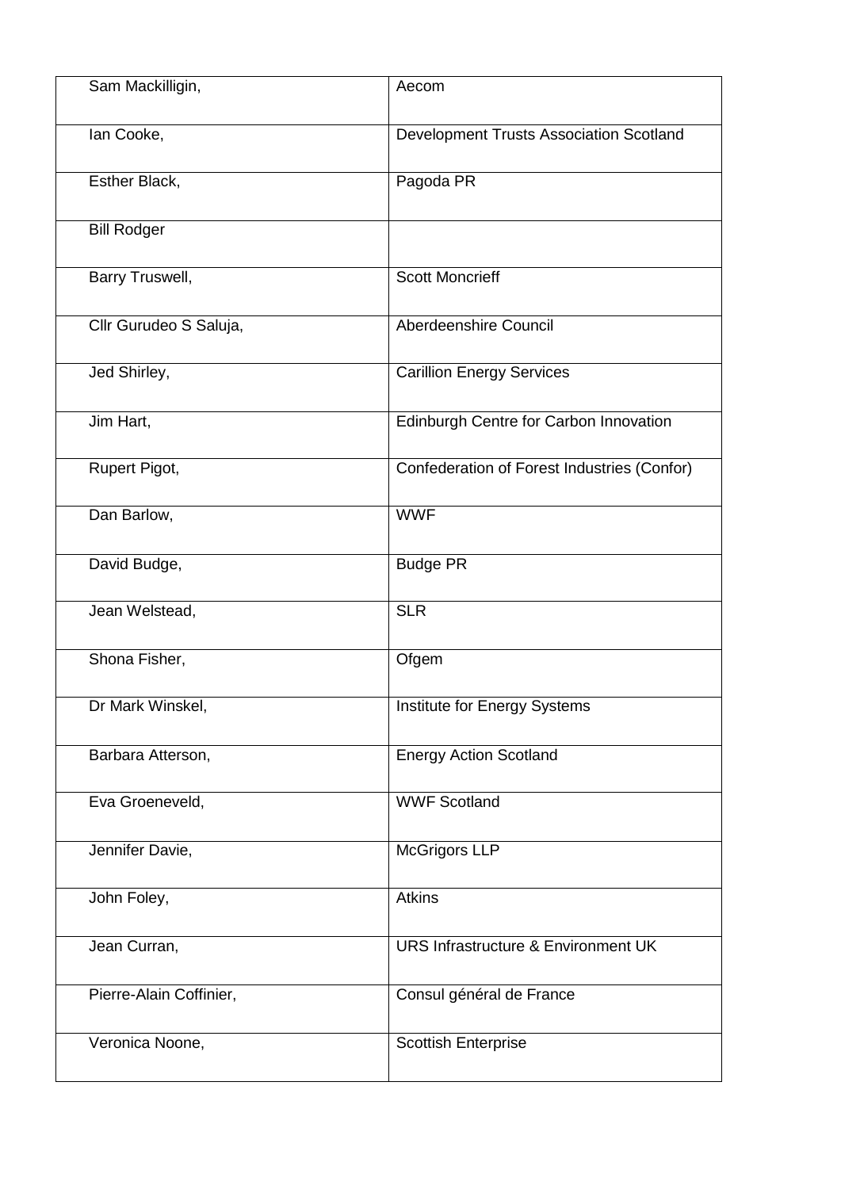| | |
|---|---|
| Sam Mackilligin, | Aecom |
| Ian Cooke, | Development Trusts Association Scotland |
| Esther Black, | Pagoda PR |
| Bill Rodger | |
| Barry Truswell, | Scott Moncrieff |
| Cllr Gurudeo S Saluja, | Aberdeenshire Council |
| Jed Shirley, | Carillion Energy Services |
| Jim Hart, | Edinburgh Centre for Carbon Innovation |
| Rupert Pigot, | Confederation of Forest Industries (Confor) |
| Dan Barlow, | WWF |
| David Budge, | Budge PR |
| Jean Welstead, | SLR |
| Shona Fisher, | Ofgem |
| Dr Mark Winskel, | Institute for Energy Systems |
| Barbara Atterson, | Energy Action Scotland |
| Eva Groeneveld, | WWF Scotland |
| Jennifer Davie, | McGrigors LLP |
| John Foley, | Atkins |
| Jean Curran, | URS Infrastructure & Environment UK |
| Pierre-Alain Coffinier, | Consul général de France |
| Veronica Noone, | Scottish Enterprise |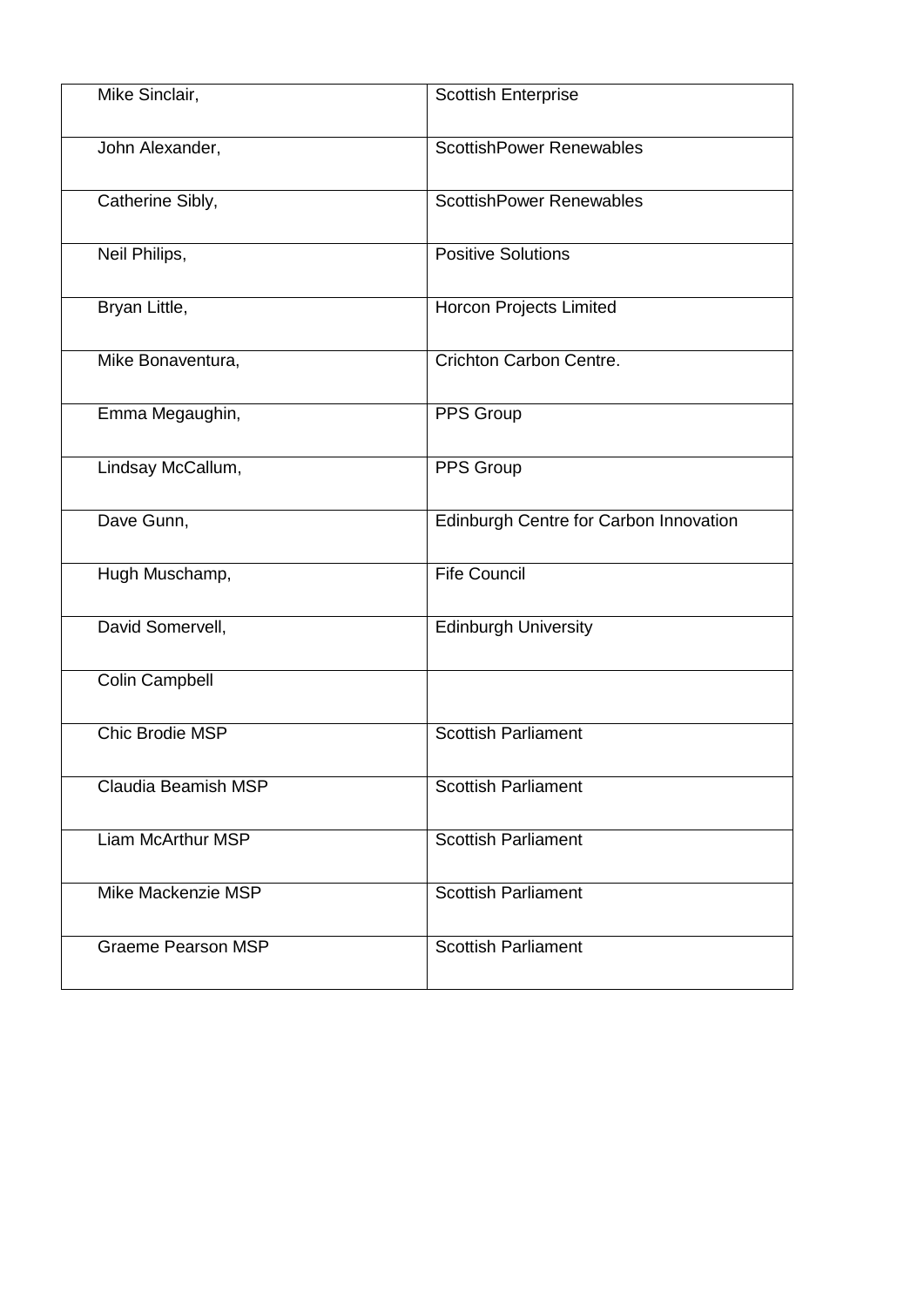| | |
|---|---|
| Mike Sinclair, | Scottish Enterprise |
| John Alexander, | ScottishPower Renewables |
| Catherine Sibly, | ScottishPower Renewables |
| Neil Philips, | Positive Solutions |
| Bryan Little, | Horcon Projects Limited |
| Mike Bonaventura, | Crichton Carbon Centre. |
| Emma Megaughin, | PPS Group |
| Lindsay McCallum, | PPS Group |
| Dave Gunn, | Edinburgh Centre for Carbon Innovation |
| Hugh Muschamp, | Fife Council |
| David Somervell, | Edinburgh University |
| Colin Campbell | |
| Chic Brodie MSP | Scottish Parliament |
| Claudia Beamish MSP | Scottish Parliament |
| Liam McArthur MSP | Scottish Parliament |
| Mike Mackenzie MSP | Scottish Parliament |
| Graeme Pearson MSP | Scottish Parliament |